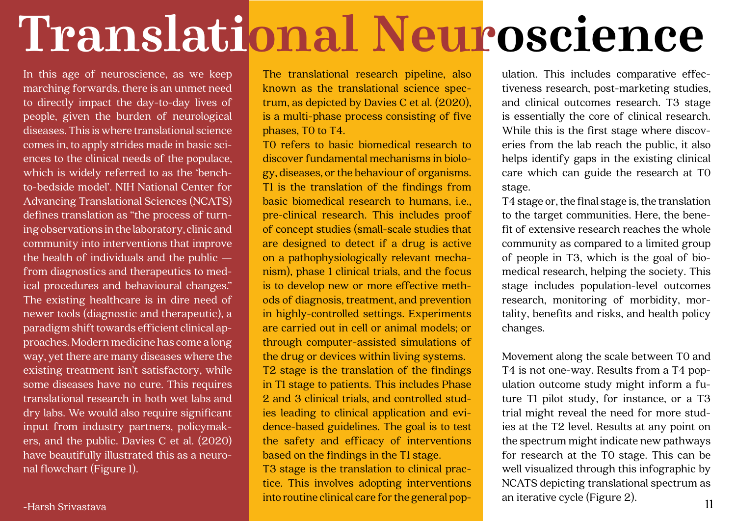# Translational Neuroscience

In this age of neuroscience, as we keep marching forwards, there is an unmet need to directly impact the day-to-day lives of people, given the burden of neurological diseases. This is where translational science comes in, to apply strides made in basic sciences to the clinical needs of the populace, which is widely referred to as the 'bench-to-bedside model'. NIH National Center for Advancing Translational Sciences (NCATS) defines translation as "the process of turning observations in the laboratory, clinic and community into interventions that improve the health of individuals and the public — from diagnostics and therapeutics to medical procedures and behavioural changes." The existing healthcare is in dire need of newer tools (diagnostic and therapeutic), a paradigm shift towards efficient clinical approaches. Modern medicine has come a long way, yet there are many diseases where the existing treatment isn't satisfactory, while some diseases have no cure. This requires translational research in both wet labs and dry labs. We would also require significant input from industry partners, policymakers, and the public. Davies C et al. (2020) have beautifully illustrated this as a neuronal flowchart (Figure 1).

The translational research pipeline, also known as the translational science spectrum, as depicted by Davies C et al. (2020), is a multi-phase process consisting of five phases, T0 to T4.

T0 refers to basic biomedical research to discover fundamental mechanisms in biology, diseases, or the behaviour of organisms.

T1 is the translation of the findings from basic biomedical research to humans, i.e., pre-clinical research. This includes proof of concept studies (small-scale studies that are designed to detect if a drug is active on a pathophysiologically relevant mechanism), phase 1 clinical trials, and the focus is to develop new or more effective methods of diagnosis, treatment, and prevention in highly-controlled settings. Experiments are carried out in cell or animal models; or through computer-assisted simulations of the drug or devices within living systems.

T2 stage is the translation of the findings in T1 stage to patients. This includes Phase 2 and 3 clinical trials, and controlled studies leading to clinical application and evidence-based guidelines. The goal is to test the safety and efficacy of interventions based on the findings in the T1 stage.

T3 stage is the translation to clinical practice. This involves adopting interventions into routine clinical care for the general population. This includes comparative effectiveness research, post-marketing studies, and clinical outcomes research. T3 stage is essentially the core of clinical research. While this is the first stage where discoveries from the lab reach the public, it also helps identify gaps in the existing clinical care which can guide the research at T0 stage.

T4 stage or, the final stage is, the translation to the target communities. Here, the benefit of extensive research reaches the whole community as compared to a limited group of people in T3, which is the goal of biomedical research, helping the society. This stage includes population-level outcomes research, monitoring of morbidity, mortality, benefits and risks, and health policy changes.

Movement along the scale between T0 and T4 is not one-way. Results from a T4 population outcome study might inform a future T1 pilot study, for instance, or a T3 trial might reveal the need for more studies at the T2 level. Results at any point on the spectrum might indicate new pathways for research at the T0 stage. This can be well visualized through this infographic by NCATS depicting translational spectrum as an iterative cycle (Figure 2).

-Harsh Srivastava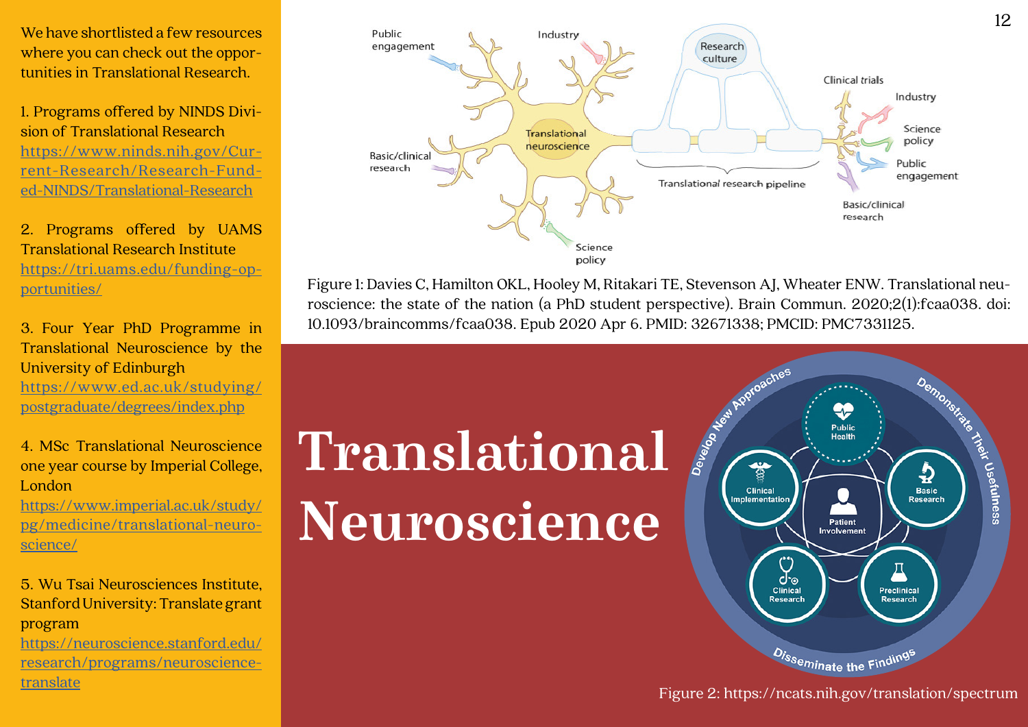We have shortlisted a few resources where you can check out the opportunities in Translational Research.

1. Programs offered by NINDS Division of Translational Research
https://www.ninds.nih.gov/Current-Research/Research-Funded-NINDS/Translational-Research

2. Programs offered by UAMS Translational Research Institute
https://tri.uams.edu/funding-opportunities/

3. Four Year PhD Programme in Translational Neuroscience by the University of Edinburgh
https://www.ed.ac.uk/studying/postgraduate/degrees/index.php

4. MSc Translational Neuroscience one year course by Imperial College, London
https://www.imperial.ac.uk/study/pg/medicine/translational-neuroscience/

5. Wu Tsai Neurosciences Institute, Stanford University: Translate grant program
https://neuroscience.stanford.edu/research/programs/neuroscience-translate

Public engagement
Industry
Research culture
Clinical trials
Industry
Science policy
Public engagement
Basic/clinical research
Translational neuroscience
Basic/clinical research
Translational research pipeline
Science policy

Figure 1: Davies C, Hamilton OKL, Hooley M, Ritakari TE, Stevenson AJ, Wheater ENW. Translational neuroscience: the state of the nation (a PhD student perspective). Brain Commun. 2020;2(1):fcaa038. doi: 10.1093/braincomms/fcaa038. Epub 2020 Apr 6. PMID: 32671338; PMCID: PMC7331125.

# Translational Neuroscience

Develop New Approaches
Demonstrate Their Usefulness
Disseminate the Findings
Public Health
Clinical Implementation
Basic Research
Patient Involvement
Clinical Research
Preclinical Research

Figure 2: https://ncats.nih.gov/translation/spectrum